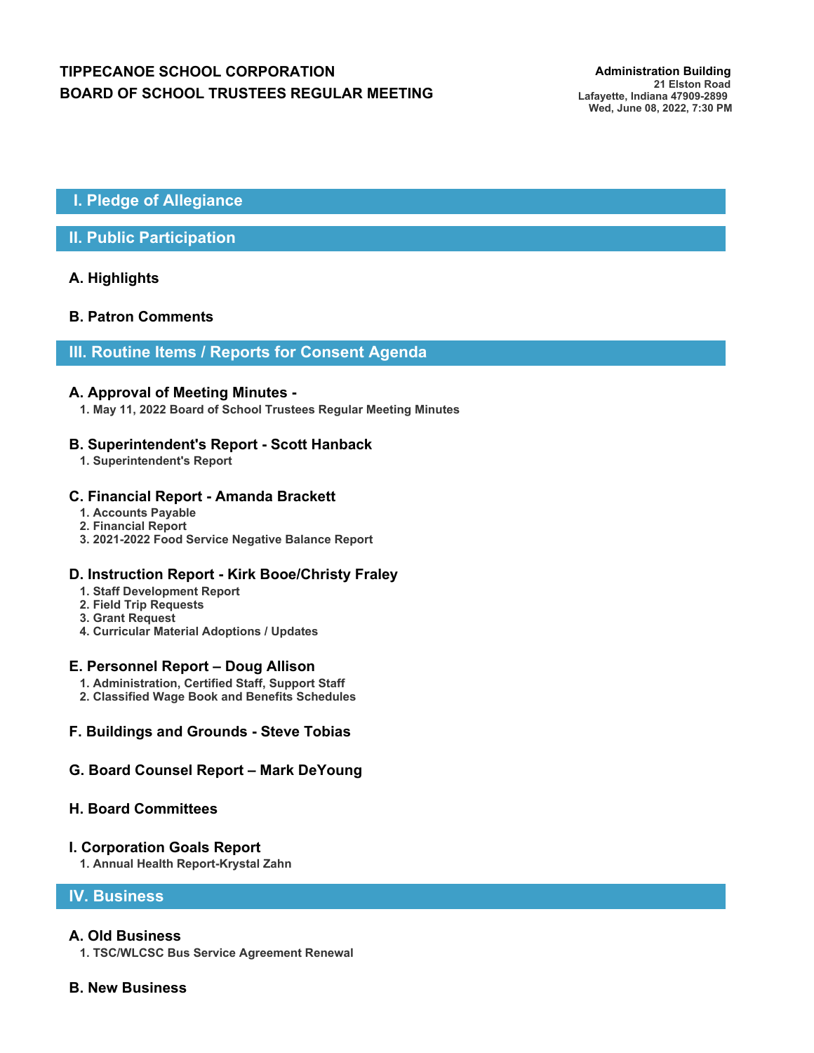# TIPPECANOE SCHOOL CORPORATION
# BOARD OF SCHOOL TRUSTEES REGULAR MEETING

**Administration Building**
21 Elston Road
Lafayette, Indiana 47909-2899
Wed, June 08, 2022, 7:30 PM

## I. Pledge of Allegiance

## II. Public Participation

### A. Highlights

### B. Patron Comments

## III. Routine Items / Reports for Consent Agenda

### A. Approval of Meeting Minutes -

1. May 11, 2022 Board of School Trustees Regular Meeting Minutes

### B. Superintendent's Report - Scott Hanback

1. Superintendent's Report

### C. Financial Report - Amanda Brackett

1. Accounts Payable
2. Financial Report
3. 2021-2022 Food Service Negative Balance Report

### D. Instruction Report - Kirk Booe/Christy Fraley

1. Staff Development Report
2. Field Trip Requests
3. Grant Request
4. Curricular Material Adoptions / Updates

### E. Personnel Report – Doug Allison

1. Administration, Certified Staff, Support Staff
2. Classified Wage Book and Benefits Schedules

### F. Buildings and Grounds - Steve Tobias

### G. Board Counsel Report – Mark DeYoung

### H. Board Committees

### I. Corporation Goals Report

1. Annual Health Report-Krystal Zahn

## IV. Business

### A. Old Business

1. TSC/WLCSC Bus Service Agreement Renewal

### B. New Business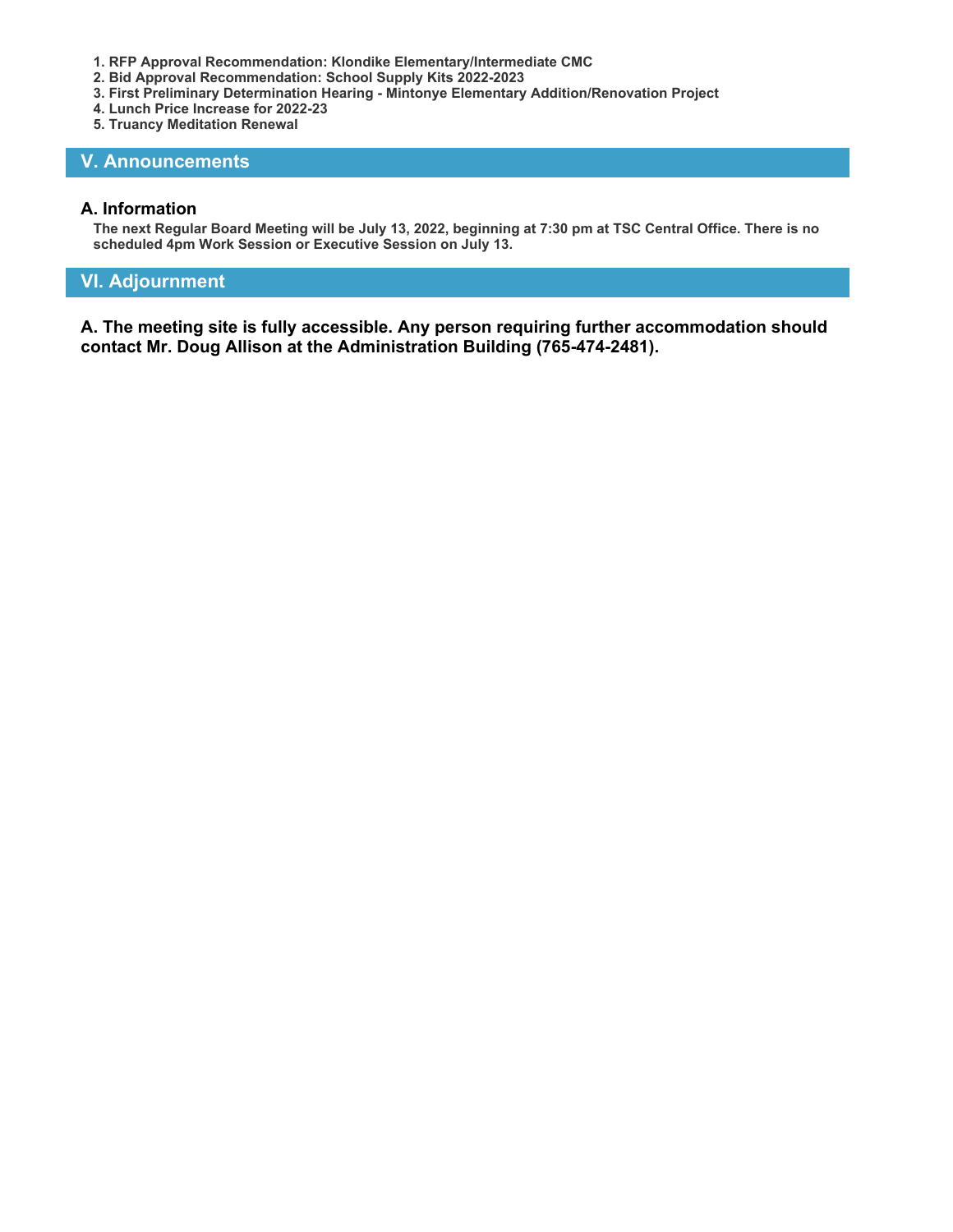1. **RFP Approval Recommendation: Klondike Elementary/Intermediate CMC**
2. **Bid Approval Recommendation: School Supply Kits 2022-2023**
3. **First Preliminary Determination Hearing - Mintonye Elementary Addition/Renovation Project**
4. **Lunch Price Increase for 2022-23**
5. **Truancy Meditation Renewal**

## V. Announcements

### A. Information

**The next Regular Board Meeting will be July 13, 2022, beginning at 7:30 pm at TSC Central Office. There is no scheduled 4pm Work Session or Executive Session on July 13.**

## VI. Adjournment

### A. The meeting site is fully accessible. Any person requiring further accommodation should contact Mr. Doug Allison at the Administration Building (765-474-2481).